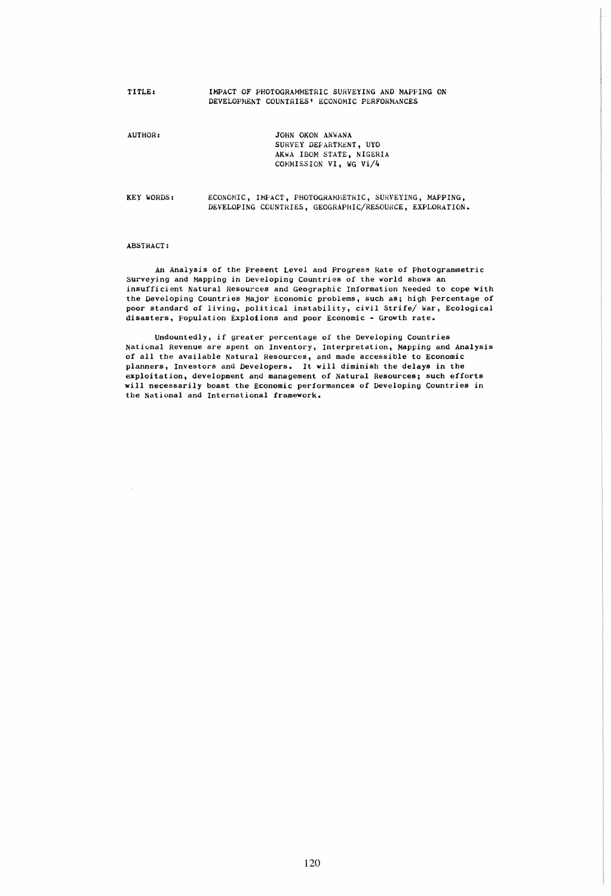TITLE: IMPACT OF PHOTOGRAMMETRIC SURVEYING AND MAPPING ON DEVELOPMENT COUNTRIES' ECONOMIC PERFORMANCES

AUTHOR:

JOHN OKON ANWANA
SURVEY DEPARTMENT, UYO
AKWA IBOM STATE, NIGERIA
COMMISSION VI, WG Vi/4

KEY WORDS: ECONOMIC, IMPACT, PHOTOGRAMMETRIC, SURVEYING, MAPPING, DEVELOPING COUNTRIES, GEOGRAPHIC/RESOURCE, EXPLORATION.

ABSTRACT:

An Analysis of the Present Level and Progress Rate of Photogrammetric Surveying and Mapping in Developing Countries of the world shows an insufficient Natural Resources and Geographic Information Needed to cope with the Developing Countries Major Economic problems, such as; high Percentage of poor standard of living, political instability, civil Strife/ War, Ecological disasters, Population Explotions and poor Economic - Growth rate.

Undountedly, if greater percentage of the Developing Countries National Revenue are spent on Inventory, Interpretation, Mapping and Analysis of all the available Natural Resources, and made accessible to Economic planners, Investors and Developers. It will diminish the delays in the exploitation, development and management of Natural Resources; such efforts will necessarily boast the Economic performances of Developing Countries in the National and International framework.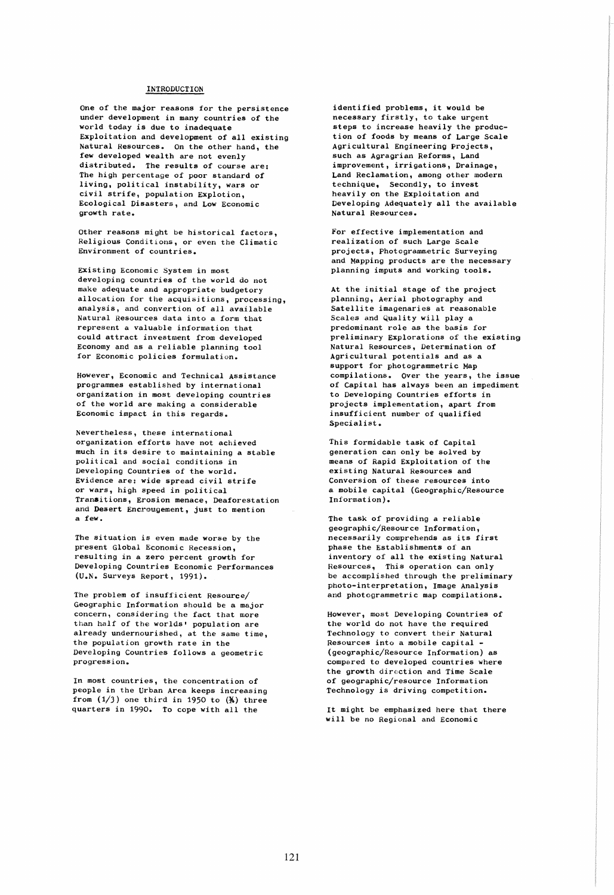## INTRODUCTION

One of the major reasons for the persistence under development in many countries of the world today is due to inadequate Exploitation and development of all existing Natural Resources. On the other hand, the few developed wealth are not evenly distributed. The results of course are: The high percentage of poor standard of living, political instability, wars or civil strife, population Explotion, Ecological Disasters, and Low Economic growth rate.

Other reasons might be historical factors, Religious Conditions, or even the Climatic Environment of countries.

Existing Economic System in most developing countries of the world do not make adequate and appropriate budgetory allocation for the acquisitions, processing, analysis, and convertion of all available Natural Resources data into a form that represent a valuable information that could attract investment from developed Economy and as a reliable planning tool for Economic policies formulation.

However, Economic and Technical Assistance programmes established by international organization in most developing countries of the world are making a considerable Economic impact in this regards.

Nevertheless, these international organization efforts have not achieved much in its desire to maintaining a stable political and social conditions in Developing Countries of the world. Evidence are: wide spread civil strife or wars, high speed in political Transitions, Erosion menace, Deaforestation and Desert Encrougement, just to mention a few.

The situation is even made worse by the present Global Economic Recession, resulting in a zero percent growth for Developing Countries Economic Performances (U.N. Surveys Report, 1991).

The problem of insufficient Resource/ Geographic Information should be a major concern, considering the fact that more than half of the worlds' population are already undernourished, at the same time, the population growth rate in the Developing Countries follows a geometric progression.

In most countries, the concentration of people in the Urban Area keeps increasing from (1/3) one third in 1950 to (¾) three quarters in 1990. To cope with all the identified problems, it would be necessary firstly, to take urgent steps to increase heavily the production of foods by means of Large Scale Agricultural Engineering Projects, such as Agragrian Reforms, Land improvement, irrigations, Drainage, Land Reclamation, among other modern technique, Secondly, to invest heavily on the Exploitation and Developing Adequately all the available Natural Resources.

For effective implementation and realization of such Large Scale projects, Photogrammetric Surveying and Mapping products are the necessary planning imputs and working tools.

At the initial stage of the project planning, Aerial photography and Satellite imagenaries at reasonable Scales and Quality will play a predominant role as the basis for preliminary Explorations of the existing Natural Resources, Determination of Agricultural potentials and as a support for photogrammetric Map compilations. Over the years, the issue of Capital has always been an impediment to Developing Countries efforts in projects implementation, apart from insufficient number of qualified Specialist.

This formidable task of Capital generation can only be solved by means of Rapid Exploitation of the existing Natural Resources and Conversion of these resources into a mobile capital (Geographic/Resource Information).

The task of providing a reliable geographic/Resource Information, necessarily comprehends as its first phase the Establishments of an inventory of all the existing Natural Resources, This operation can only be accomplished through the preliminary photo-interpretation, Image Analysis and photogrammetric map compilations.

However, most Developing Countries of the world do not have the required Technology to convert their Natural Resources into a mobile capital - (geographic/Resource Information) as compared to developed countries where the growth direction and Time Scale of geographic/resource Information Technology is driving competition.

It might be emphasized here that there will be no Regional and Economic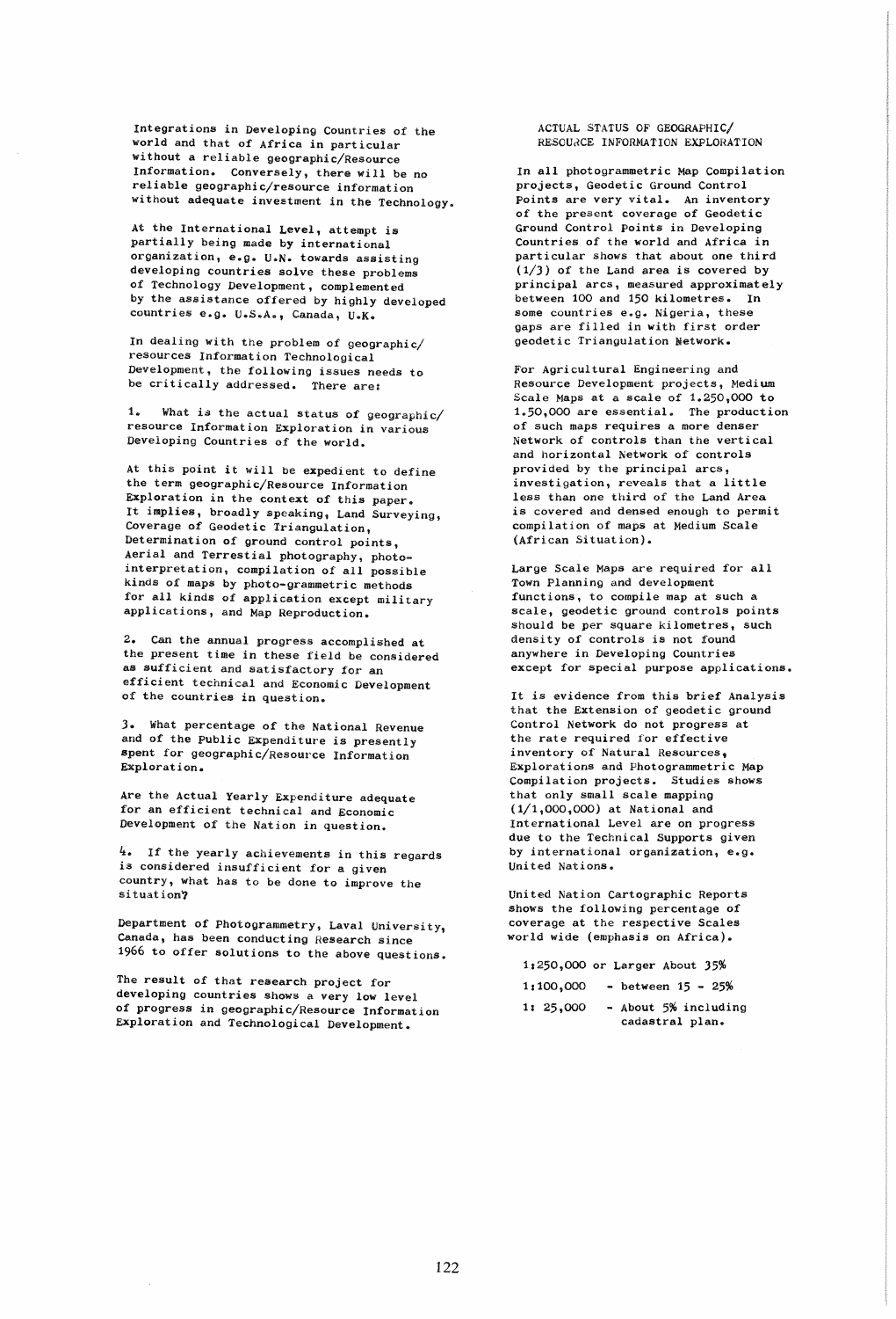Integrations in Developing Countries of the world and that of Africa in particular without a reliable geographic/Resource Information. Conversely, there will be no reliable geographic/resource information without adequate investment in the Technology.

At the International Level, attempt is partially being made by international organization, e.g. U.N. towards assisting developing countries solve these problems of Technology Development, complemented by the assistance offered by highly developed countries e.g. U.S.A., Canada, U.K.

In dealing with the problem of geographic/ resources Information Technological Development, the following issues needs to be critically addressed. There are:

1. What is the actual status of geographic/ resource Information Exploration in various Developing Countries of the world.

At this point it will be expedient to define the term geographic/Resource Information Exploration in the context of this paper. It implies, broadly speaking, Land Surveying, Coverage of Geodetic Triangulation, Determination of ground control points, Aerial and Terrestial photography, photo-interpretation, compilation of all possible kinds of maps by photo-grammetric methods for all kinds of application except military applications, and Map Reproduction.

2. Can the annual progress accomplished at the present time in these field be considered as sufficient and satisfactory for an efficient technical and Economic Development of the countries in question.

3. What percentage of the National Revenue and of the Public Expenditure is presently spent for geographic/Resource Information Exploration.

Are the Actual Yearly Expenditure adequate for an efficient technical and Economic Development of the Nation in question.

4. If the yearly achievements in this regards is considered insufficient for a given country, what has to be done to improve the situation?

Department of Photogrammetry, Laval University, Canada, has been conducting Research since 1966 to offer solutions to the above questions.

The result of that research project for developing countries shows a very low level of progress in geographic/Resource Information Exploration and Technological Development.

## ACTUAL STATUS OF GEOGRAPHIC/ RESOURCE INFORMATION EXPLORATION

In all photogrammetric Map Compilation projects, Geodetic Ground Control Points are very vital. An inventory of the present coverage of Geodetic Ground Control Points in Developing Countries of the world and Africa in particular shows that about one third (1/3) of the Land area is covered by principal arcs, measured approximately between 100 and 150 kilometres. In some countries e.g. Nigeria, these gaps are filled in with first order geodetic Triangulation Network.

For Agricultural Engineering and Resource Development projects, Medium Scale Maps at a scale of 1.250,000 to 1.50,000 are essential. The production of such maps requires a more denser Network of controls than the vertical and horizontal Network of controls provided by the principal arcs, investigation, reveals that a little less than one third of the Land Area is covered and densed enough to permit compilation of maps at Medium Scale (African Situation).

Large Scale Maps are required for all Town Planning and development functions, to compile map at such a scale, geodetic ground controls points should be per square kilometres, such density of controls is not found anywhere in Developing Countries except for special purpose applications.

It is evidence from this brief Analysis that the Extension of geodetic ground Control Network do not progress at the rate required for effective inventory of Natural Resources, Explorations and Photogrammetric Map Compilation projects. Studies shows that only small scale mapping (1/1,000,000) at National and International Level are on progress due to the Technical Supports given by international organization, e.g. United Nations.

United Nation Cartographic Reports shows the following percentage of coverage at the respective Scales world wide (emphasis on Africa).

1:250,000 or Larger About 35%

1:100,000 - between 15 - 25%

1: 25,000 - About 5% including cadastral plan.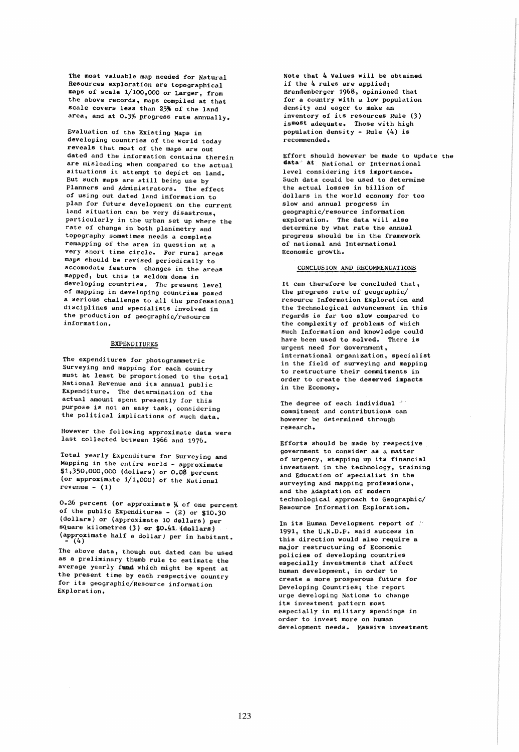The most valuable map needed for Natural Resources exploration are topographical maps of scale 1/100,000 or Larger, from the above records, maps compiled at that scale covers less than 25% of the land area, and at 0.3% progress rate annually.

Evaluation of the Existing Maps in developing countries of the world today reveals that most of the maps are out dated and the information contains therein are misleading when compared to the actual situations it attempt to depict on land. But such maps are still being use by Planners and Administrators. The effect of using out dated land information to plan for future development on the current land situation can be very disastrous, particularly in the urban set up where the rate of change in both planimetry and topography sometimes needs a complete remapping of the area in question at a very short time circle. For rural areas maps should be revised periodically to accomodate feature changes in the areas mapped, but this is seldom done in developing countries. The present level of mapping in developing countries posed a serious challenge to all the professional disciplines and specialists involved in the production of geographic/resource information.

## EXPENDITURES

The expenditures for photogrammetric Surveying and mapping for each country must at least be proportioned to the total National Revenue and its annual public Expenditure. The determination of the actual amount spent presently for this purpose is not an easy task, considering the political implications of such data.

However the following approximate data were last collected between 1966 and 1976.

Total yearly Expenditure for Surveying and Mapping in the entire world - approximate $1,350,000,000 (dollars) or 0.08 percent (or approximate 1/1,000) of the National revenue - (1)

0.26 percent (or approximate ¼ of one percent of the public Expenditures - (2) or $10.30 (dollars) or (approximate 10 dollars) per square kilometres (3) or $0.41 (dollars) (approximate half a dollar) per in habitant. - (4)

The above data, though out dated can be used as a preliminary thumb rule to estimate the average yearly fund which might be spent at the present time by each respective country for its geographic/Resource information Exploration.

Note that 4 Values will be obtained if the 4 rules are applied; Brandenberger 1968, opinioned that for a country with a low population density and eager to make an inventory of its resources Rule (3) ismost adequate. Those with high population density - Rule (4) is recommended.

Effort should however be made to update the data at National or International level considering its importance. Such data could be used to determine the actual losses in billion of dollars in the world economy for too slow and annual progress in geographic/resource information exploration. The data will also determine by what rate the annual progress should be in the framework of national and International Economic growth.

## CONCLUSION AND RECOMMENDATIONS

It can therefore be concluded that, the progress rate of geographic/ resource Information Exploration and the Technological advancement in this regards is far too slow compared to the complexity of problems of which such Information and knowledge could have been used to solved. There is urgent need for Government, international organization, specialist in the field of surveying and mapping to restructure their commitments in order to create the deserved impacts in the Economy.

The degree of each individual commitment and contributions can however be determined through research.

Efforts should be made by respective government to consider as a matter of urgency, stepping up its financial investment in the technology, training and Education of specialist in the surveying and mapping professions, and the Adaptation of modern technological approach to Geographic/ Resource Information Exploration.

In its Human Development report of 1991, the U.N.D.P. said success in this direction would also require a major restructuring of Economic policies of developing countries especially investments that affect human development, in order to create a more prosperous future for Developing Countries; the report urge developing Nations to change its investment pattern most especially in military spendings in order to invest more on human development needs. Massive investment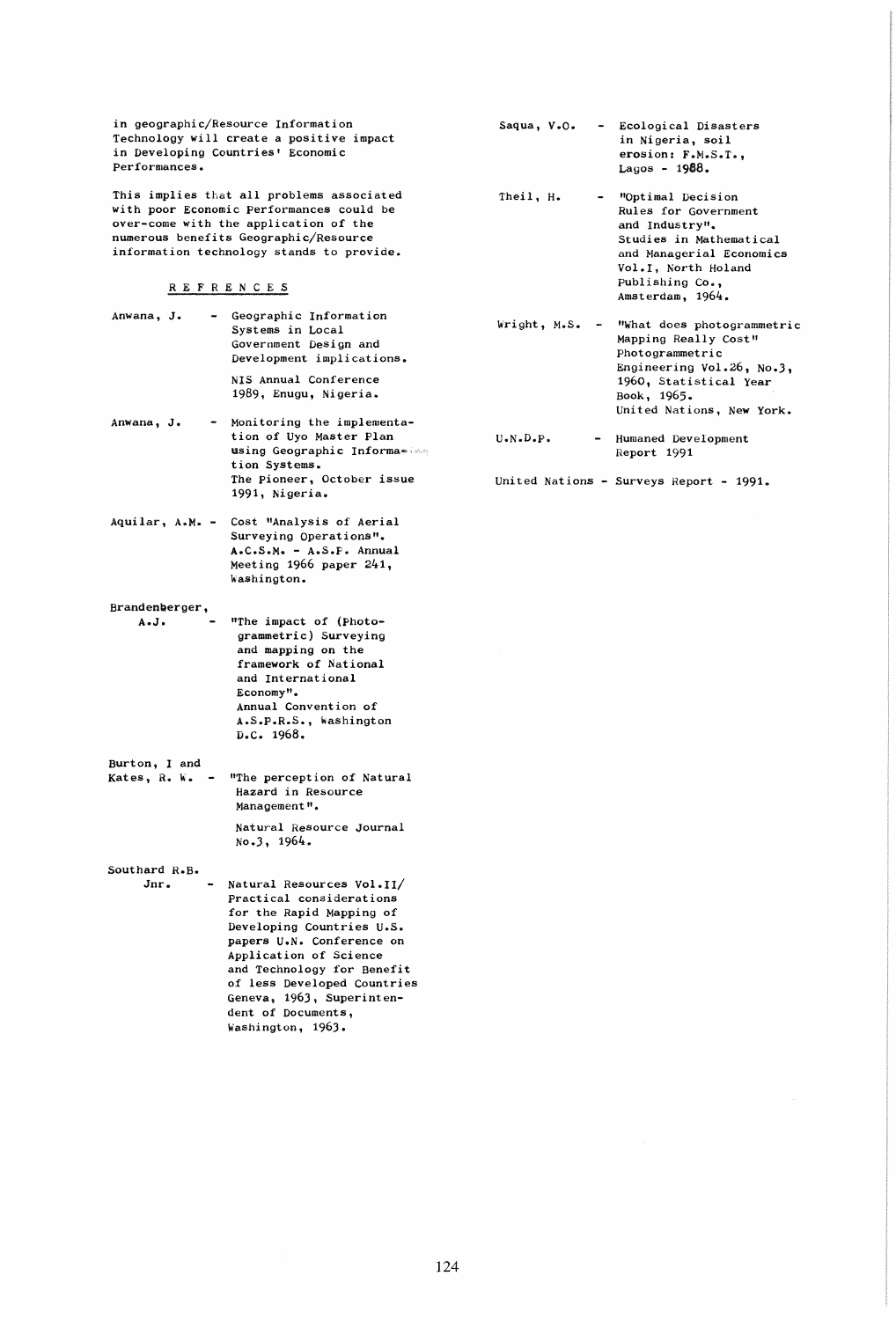in geographic/Resource Information Technology will create a positive impact in Developing Countries' Economic Performances.

This implies that all problems associated with poor Economic Performances could be over-come with the application of the numerous benefits Geographic/Resource information technology stands to provide.

## REFRENCES

Anwana, J. - Geographic Information Systems in Local Government Design and Development implications. NIS Annual Conference 1989, Enugu, Nigeria.

Anwana, J. - Monitoring the implementation of Uyo Master Plan using Geographic Information Systems. The Pioneer, October issue 1991, Nigeria.

Aquilar, A.M. - Cost "Analysis of Aerial Surveying Operations". A.C.S.M. - A.S.F. Annual Meeting 1966 paper 241, Washington.

Brandenberger, A.J. - "The impact of (Photogrammetric) Surveying and mapping on the framework of National and International Economy". Annual Convention of A.S.P.R.S., Washington D.C. 1968.

Burton, I and Kates, R. W. - "The perception of Natural Hazard in Resource Management". Natural Resource Journal No.3, 1964.

Southard R.B. Jnr. - Natural Resources Vol.II/ Practical considerations for the Rapid Mapping of Developing Countries U.S. papers U.N. Conference on Application of Science and Technology for Benefit of less Developed Countries Geneva, 1963, Superintendent of Documents, Washington, 1963.

Saqua, V.O. - Ecological Disasters in Nigeria, soil erosion: F.M.S.T., Lagos - 1988.

Theil, H. - "Optimal Decision Rules for Government and Industry". Studies in Mathematical and Managerial Economics Vol.I, North Holand Publishing Co., Amsterdam, 1964.

Wright, M.S. - "What does photogrammetric Mapping Really Cost" Photogrammetric Engineering Vol.26, No.3, 1960, Statistical Year Book, 1965. United Nations, New York.

U.N.D.P. - Humaned Development Report 1991

United Nations - Surveys Report - 1991.